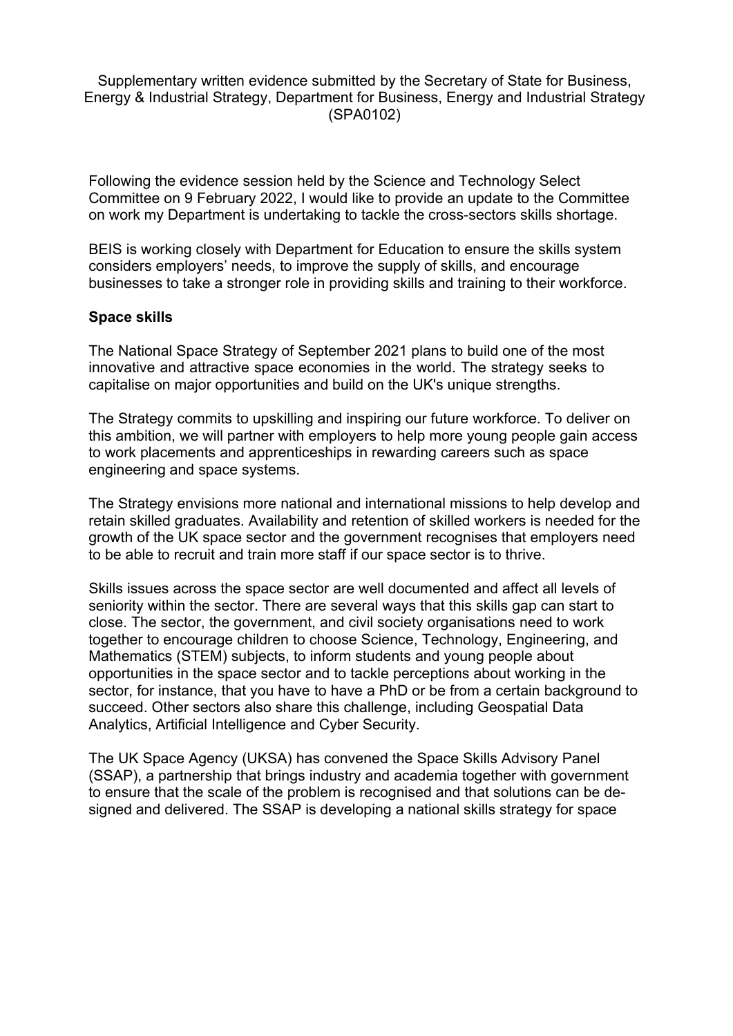Supplementary written evidence submitted by the Secretary of State for Business, Energy & Industrial Strategy, Department for Business, Energy and Industrial Strategy (SPA0102)

Following the evidence session held by the Science and Technology Select Committee on 9 February 2022, I would like to provide an update to the Committee on work my Department is undertaking to tackle the cross-sectors skills shortage.

BEIS is working closely with Department for Education to ensure the skills system considers employers' needs, to improve the supply of skills, and encourage businesses to take a stronger role in providing skills and training to their workforce.

**Space skills**

The National Space Strategy of September 2021 plans to build one of the most innovative and attractive space economies in the world. The strategy seeks to capitalise on major opportunities and build on the UK's unique strengths.

The Strategy commits to upskilling and inspiring our future workforce. To deliver on this ambition, we will partner with employers to help more young people gain access to work placements and apprenticeships in rewarding careers such as space engineering and space systems.

The Strategy envisions more national and international missions to help develop and retain skilled graduates. Availability and retention of skilled workers is needed for the growth of the UK space sector and the government recognises that employers need to be able to recruit and train more staff if our space sector is to thrive.

Skills issues across the space sector are well documented and affect all levels of seniority within the sector. There are several ways that this skills gap can start to close. The sector, the government, and civil society organisations need to work together to encourage children to choose Science, Technology, Engineering, and Mathematics (STEM) subjects, to inform students and young people about opportunities in the space sector and to tackle perceptions about working in the sector, for instance, that you have to have a PhD or be from a certain background to succeed. Other sectors also share this challenge, including Geospatial Data Analytics, Artificial Intelligence and Cyber Security.

The UK Space Agency (UKSA) has convened the Space Skills Advisory Panel (SSAP), a partnership that brings industry and academia together with government to ensure that the scale of the problem is recognised and that solutions can be designed and delivered. The SSAP is developing a national skills strategy for space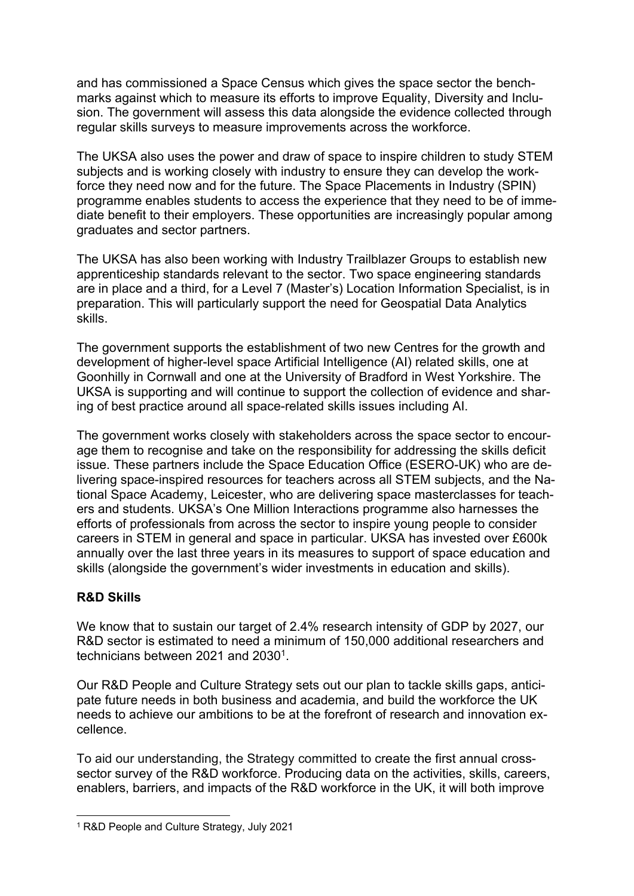and has commissioned a Space Census which gives the space sector the benchmarks against which to measure its efforts to improve Equality, Diversity and Inclusion. The government will assess this data alongside the evidence collected through regular skills surveys to measure improvements across the workforce.

The UKSA also uses the power and draw of space to inspire children to study STEM subjects and is working closely with industry to ensure they can develop the workforce they need now and for the future. The Space Placements in Industry (SPIN) programme enables students to access the experience that they need to be of immediate benefit to their employers. These opportunities are increasingly popular among graduates and sector partners.

The UKSA has also been working with Industry Trailblazer Groups to establish new apprenticeship standards relevant to the sector. Two space engineering standards are in place and a third, for a Level 7 (Master's) Location Information Specialist, is in preparation. This will particularly support the need for Geospatial Data Analytics skills.

The government supports the establishment of two new Centres for the growth and development of higher-level space Artificial Intelligence (AI) related skills, one at Goonhilly in Cornwall and one at the University of Bradford in West Yorkshire. The UKSA is supporting and will continue to support the collection of evidence and sharing of best practice around all space-related skills issues including AI.

The government works closely with stakeholders across the space sector to encourage them to recognise and take on the responsibility for addressing the skills deficit issue. These partners include the Space Education Office (ESERO-UK) who are delivering space-inspired resources for teachers across all STEM subjects, and the National Space Academy, Leicester, who are delivering space masterclasses for teachers and students. UKSA's One Million Interactions programme also harnesses the efforts of professionals from across the sector to inspire young people to consider careers in STEM in general and space in particular. UKSA has invested over £600k annually over the last three years in its measures to support of space education and skills (alongside the government's wider investments in education and skills).

**R&D Skills**

We know that to sustain our target of 2.4% research intensity of GDP by 2027, our R&D sector is estimated to need a minimum of 150,000 additional researchers and technicians between 2021 and 2030[1].

Our R&D People and Culture Strategy sets out our plan to tackle skills gaps, anticipate future needs in both business and academia, and build the workforce the UK needs to achieve our ambitions to be at the forefront of research and innovation excellence.

To aid our understanding, the Strategy committed to create the first annual cross-sector survey of the R&D workforce. Producing data on the activities, skills, careers, enablers, barriers, and impacts of the R&D workforce in the UK, it will both improve

[1] R&D People and Culture Strategy, July 2021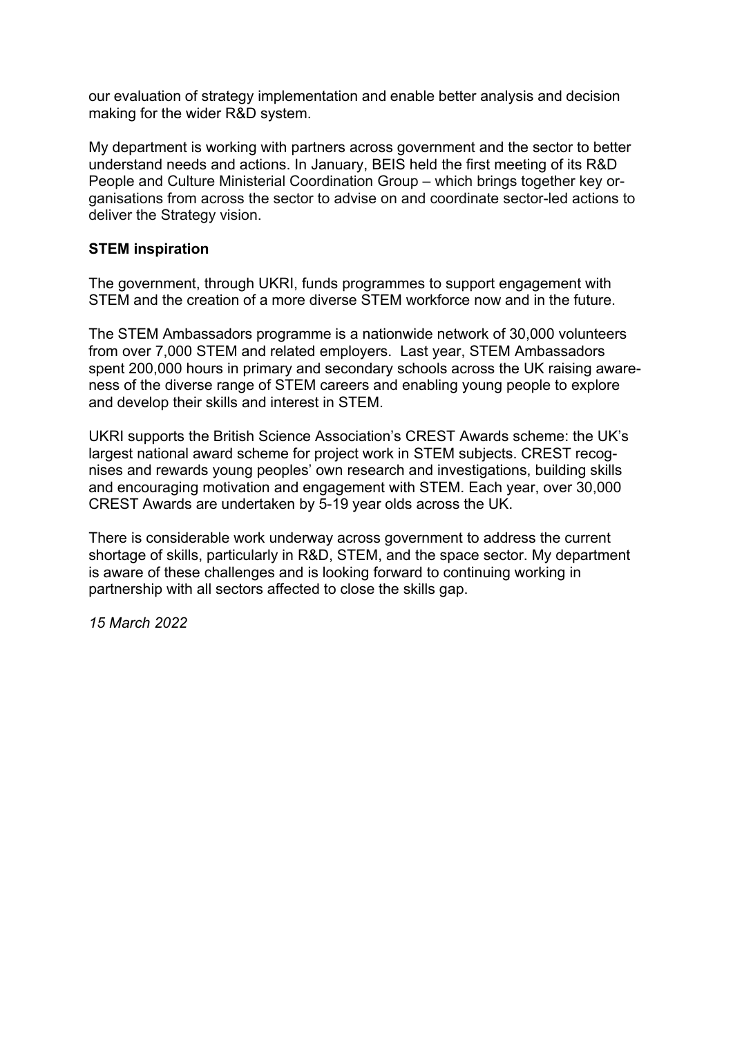our evaluation of strategy implementation and enable better analysis and decision making for the wider R&D system.

My department is working with partners across government and the sector to better understand needs and actions. In January, BEIS held the first meeting of its R&D People and Culture Ministerial Coordination Group – which brings together key organisations from across the sector to advise on and coordinate sector-led actions to deliver the Strategy vision.

**STEM inspiration**

The government, through UKRI, funds programmes to support engagement with STEM and the creation of a more diverse STEM workforce now and in the future.

The STEM Ambassadors programme is a nationwide network of 30,000 volunteers from over 7,000 STEM and related employers. Last year, STEM Ambassadors spent 200,000 hours in primary and secondary schools across the UK raising awareness of the diverse range of STEM careers and enabling young people to explore and develop their skills and interest in STEM.

UKRI supports the British Science Association's CREST Awards scheme: the UK's largest national award scheme for project work in STEM subjects. CREST recognises and rewards young peoples' own research and investigations, building skills and encouraging motivation and engagement with STEM. Each year, over 30,000 CREST Awards are undertaken by 5-19 year olds across the UK.

There is considerable work underway across government to address the current shortage of skills, particularly in R&D, STEM, and the space sector. My department is aware of these challenges and is looking forward to continuing working in partnership with all sectors affected to close the skills gap.

*15 March 2022*